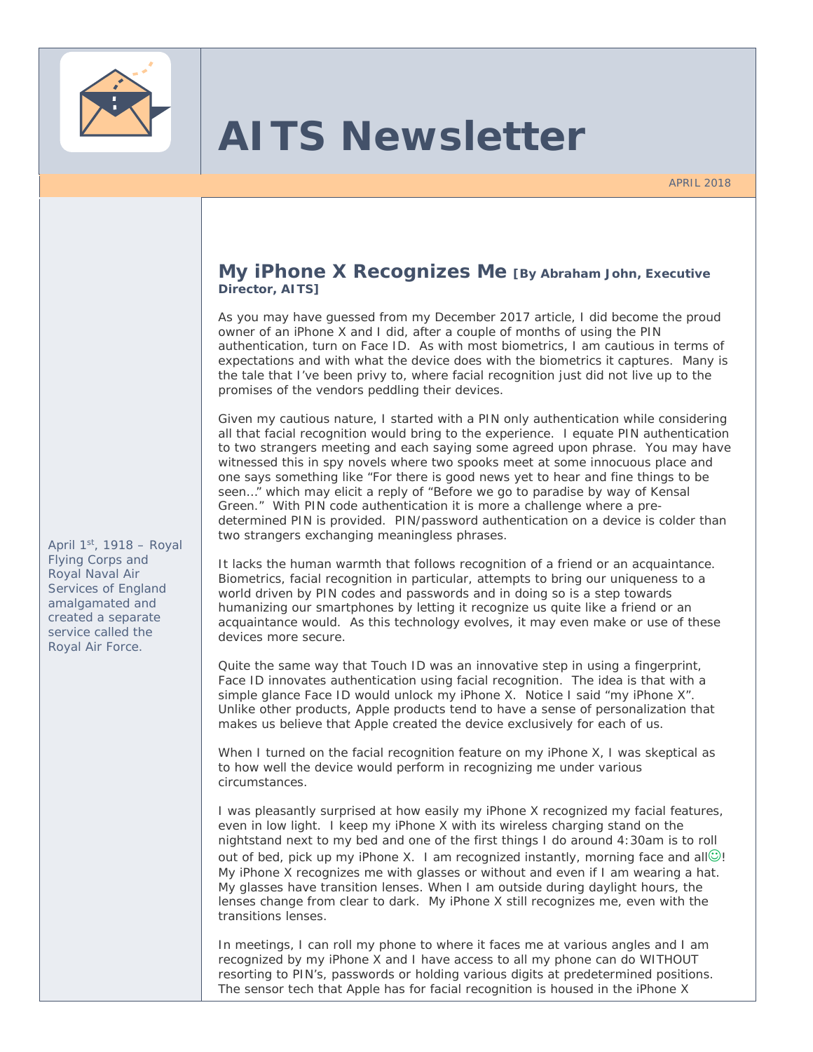# AITS Newsletter

APRIL 2018

April 1st, 1918 – Royal Flying Corps and Royal Naval Air Services of England amalgamated and created a separate service called the Royal Air Force.

## My iPhone X Recognizes Me [By Abraham John, Executive Director, AITS]

As you may have guessed from my December 2017 article, I did become the proud owner of an iPhone X and I did, after a couple of months of using the PIN authentication, turn on Face ID. As with most biometrics, I am cautious in terms of expectations and with what the device does with the biometrics it captures. Many is the tale that I've been privy to, where facial recognition just did not live up to the promises of the vendors peddling their devices.

Given my cautious nature, I started with a PIN only authentication while considering all that facial recognition would bring to the experience. I equate PIN authentication to two strangers meeting and each saying some agreed upon phrase. You may have witnessed this in spy novels where two spooks meet at some innocuous place and one says something like "For there is good news yet to hear and fine things to be seen…" which may elicit a reply of "Before we go to paradise by way of Kensal Green." With PIN code authentication it is more a challenge where a pre-determined PIN is provided. PIN/password authentication on a device is colder than two strangers exchanging meaningless phrases.

It lacks the human warmth that follows recognition of a friend or an acquaintance. Biometrics, facial recognition in particular, attempts to bring our uniqueness to a world driven by PIN codes and passwords and in doing so is a step towards humanizing our smartphones by letting it recognize us quite like a friend or an acquaintance would. As this technology evolves, it may even make or use of these devices more secure.

Quite the same way that Touch ID was an innovative step in using a fingerprint, Face ID innovates authentication using facial recognition. The idea is that with a simple glance Face ID would unlock my iPhone X. Notice I said "my iPhone X". Unlike other products, Apple products tend to have a sense of personalization that makes us believe that Apple created the device exclusively for each of us.

When I turned on the facial recognition feature on my iPhone X, I was skeptical as to how well the device would perform in recognizing me under various circumstances.

I was pleasantly surprised at how easily my iPhone X recognized my facial features, even in low light. I keep my iPhone X with its wireless charging stand on the nightstand next to my bed and one of the first things I do around 4:30am is to roll out of bed, pick up my iPhone X. I am recognized instantly, morning face and all☺! My iPhone X recognizes me with glasses or without and even if I am wearing a hat. My glasses have transition lenses. When I am outside during daylight hours, the lenses change from clear to dark. My iPhone X still recognizes me, even with the transitions lenses.

In meetings, I can roll my phone to where it faces me at various angles and I am recognized by my iPhone X and I have access to all my phone can do WITHOUT resorting to PIN's, passwords or holding various digits at predetermined positions. The sensor tech that Apple has for facial recognition is housed in the iPhone X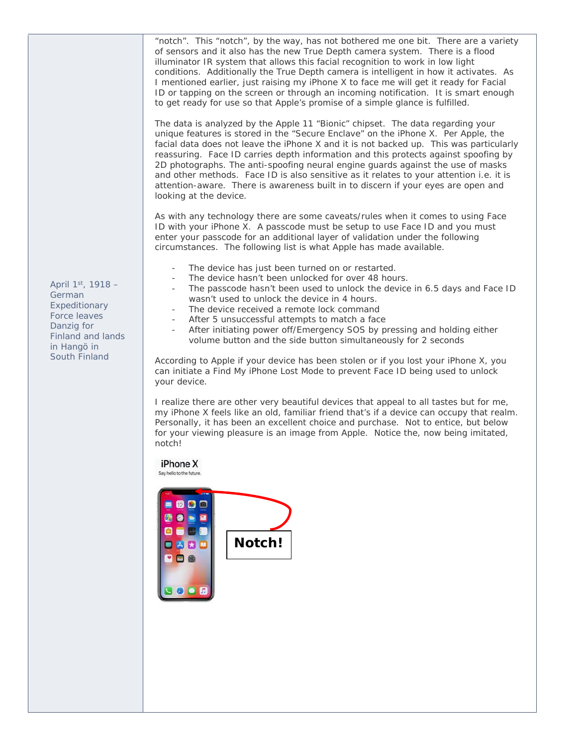"notch". This "notch", by the way, has not bothered me one bit. There are a variety of sensors and it also has the new True Depth camera system. There is a flood illuminator IR system that allows this facial recognition to work in low light conditions. Additionally the True Depth camera is intelligent in how it activates. As I mentioned earlier, just raising my iPhone X to face me will get it ready for Facial ID or tapping on the screen or through an incoming notification. It is smart enough to get ready for use so that Apple's promise of a simple glance is fulfilled.

The data is analyzed by the Apple 11 "Bionic" chipset. The data regarding your unique features is stored in the "Secure Enclave" on the iPhone X. Per Apple, the facial data does not leave the iPhone X and it is not backed up. This was particularly reassuring. Face ID carries depth information and this protects against spoofing by 2D photographs. The anti-spoofing neural engine guards against the use of masks and other methods. Face ID is also sensitive as it relates to your attention i.e. it is attention-aware. There is awareness built in to discern if your eyes are open and looking at the device.

As with any technology there are some caveats/rules when it comes to using Face ID with your iPhone X. A passcode must be setup to use Face ID and you must enter your passcode for an additional layer of validation under the following circumstances. The following list is what Apple has made available.

April 1st, 1918 – German Expeditionary Force leaves Danzig for Finland and lands in Hangö in South Finland

- The device has just been turned on or restarted.
- The device hasn't been unlocked for over 48 hours.
- The passcode hasn't been used to unlock the device in 6.5 days and Face ID wasn't used to unlock the device in 4 hours.
- The device received a remote lock command
- After 5 unsuccessful attempts to match a face
- After initiating power off/Emergency SOS by pressing and holding either volume button and the side button simultaneously for 2 seconds

According to Apple if your device has been stolen or if you lost your iPhone X, you can initiate a Find My iPhone Lost Mode to prevent Face ID being used to unlock your device.

I realize there are other very beautiful devices that appeal to all tastes but for me, my iPhone X feels like an old, familiar friend that's if a device can occupy that realm. Personally, it has been an excellent choice and purchase. Not to entice, but below for your viewing pleasure is an image from Apple. Notice the, now being imitated, notch!

iPhone X

Say hello to the future.

Notch!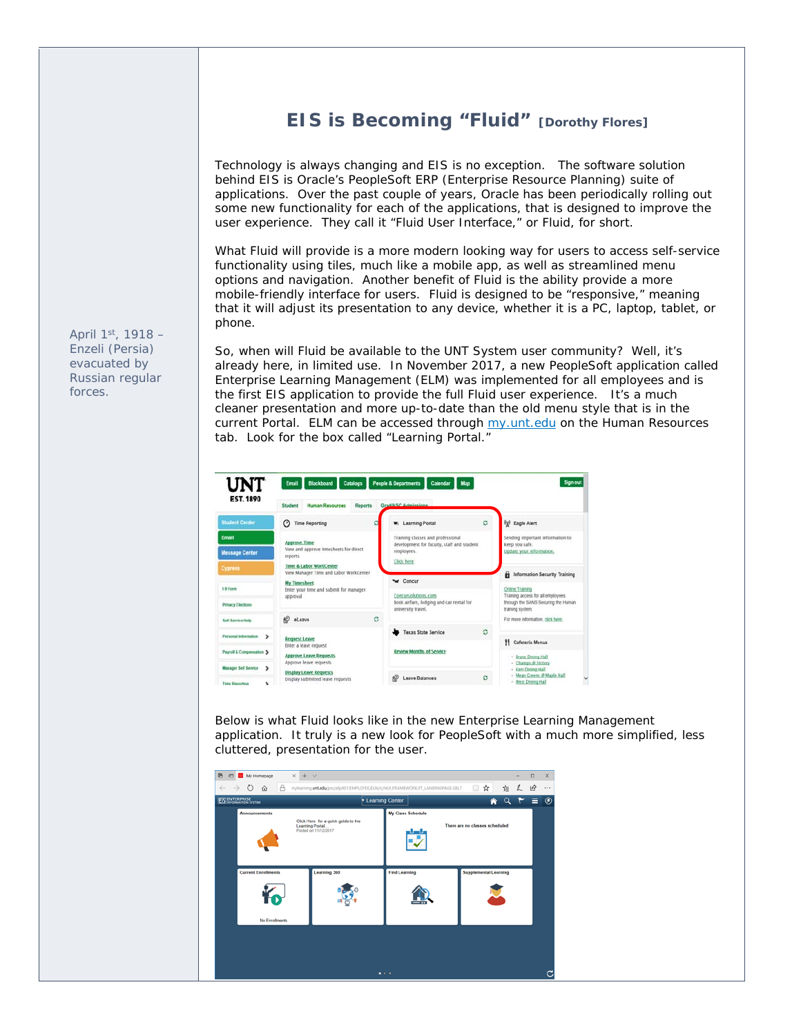# EIS is Becoming "Fluid" [Dorothy Flores]

April 1st, 1918 – Enzeli (Persia) evacuated by Russian regular forces.

Technology is always changing and EIS is no exception. The software solution behind EIS is Oracle's PeopleSoft ERP (Enterprise Resource Planning) suite of applications. Over the past couple of years, Oracle has been periodically rolling out some new functionality for each of the applications, that is designed to improve the user experience. They call it "Fluid User Interface," or Fluid, for short.

What Fluid will provide is a more modern looking way for users to access self-service functionality using tiles, much like a mobile app, as well as streamlined menu options and navigation. Another benefit of Fluid is the ability provide a more mobile-friendly interface for users. Fluid is designed to be "responsive," meaning that it will adjust its presentation to any device, whether it is a PC, laptop, tablet, or phone.

So, when will Fluid be available to the UNT System user community? Well, it's already here, in limited use. In November 2017, a new PeopleSoft application called Enterprise Learning Management (ELM) was implemented for all employees and is the first EIS application to provide the full Fluid user experience. It's a much cleaner presentation and more up-to-date than the old menu style that is in the current Portal. ELM can be accessed through [my.unt.edu](my.unt.edu) on the Human Resources tab. Look for the box called "Learning Portal."

Below is what Fluid looks like in the new Enterprise Learning Management application. It truly is a new look for PeopleSoft with a much more simplified, less cluttered, presentation for the user.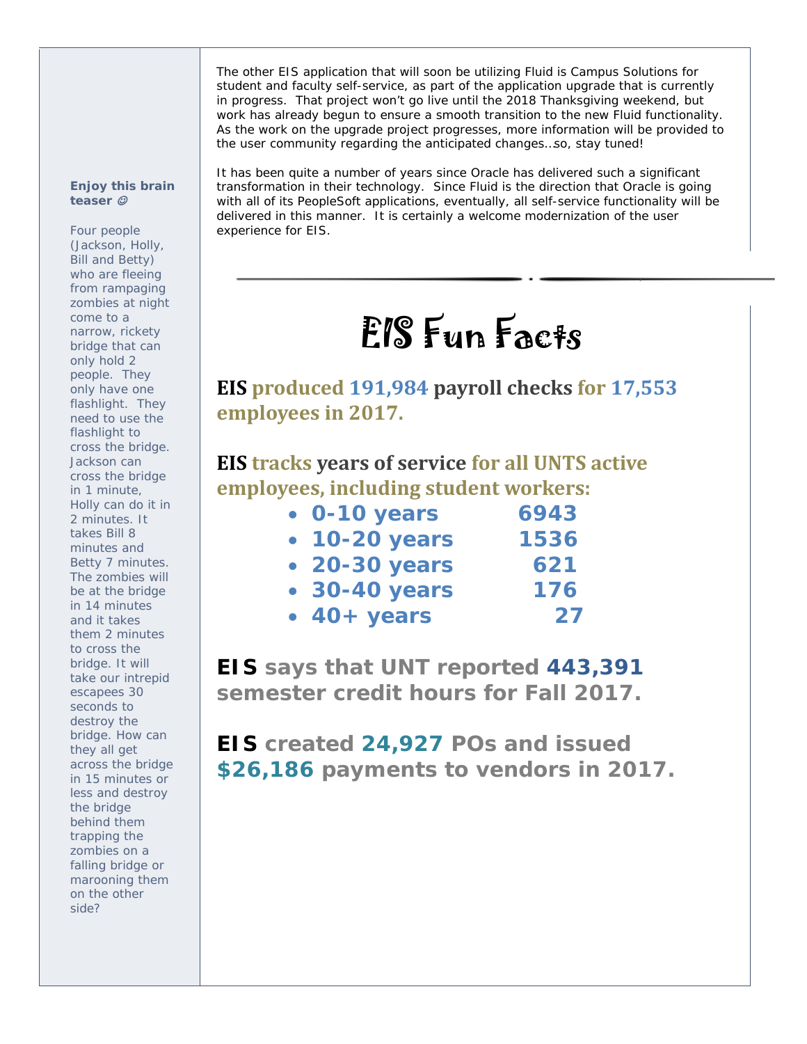The other EIS application that will soon be utilizing Fluid is Campus Solutions for student and faculty self-service, as part of the application upgrade that is currently in progress. That project won't go live until the 2018 Thanksgiving weekend, but work has already begun to ensure a smooth transition to the new Fluid functionality. As the work on the upgrade project progresses, more information will be provided to the user community regarding the anticipated changes…so, stay tuned!

It has been quite a number of years since Oracle has delivered such a significant transformation in their technology. Since Fluid is the direction that Oracle is going with all of its PeopleSoft applications, eventually, all self-service functionality will be delivered in this manner. It is certainly a welcome modernization of the user experience for EIS.

# EIS Fun Facts

**EIS produced 191,984 payroll checks for 17,553 employees in 2017.**

**EIS tracks years of service for all UNTS active employees, including student workers:**

- **0-10 years 6943**
- **10-20 years 1536**
- **20-30 years 621**
- **30-40 years 176**
- **40+ years 27**

**EIS says that UNT reported 443,391 semester credit hours for Fall 2017.**

**EIS created 24,927 POs and issued $26,186 payments to vendors in 2017.**

**Enjoy this brain teaser ☺**

Four people (Jackson, Holly, Bill and Betty) who are fleeing from rampaging zombies at night come to a narrow, rickety bridge that can only hold 2 people. They only have one flashlight. They need to use the flashlight to cross the bridge. Jackson can cross the bridge in 1 minute, Holly can do it in 2 minutes. It takes Bill 8 minutes and Betty 7 minutes. The zombies will be at the bridge in 14 minutes and it takes them 2 minutes to cross the bridge. It will take our intrepid escapees 30 seconds to destroy the bridge. How can they all get across the bridge in 15 minutes or less and destroy the bridge behind them trapping the zombies on a falling bridge or marooning them on the other side?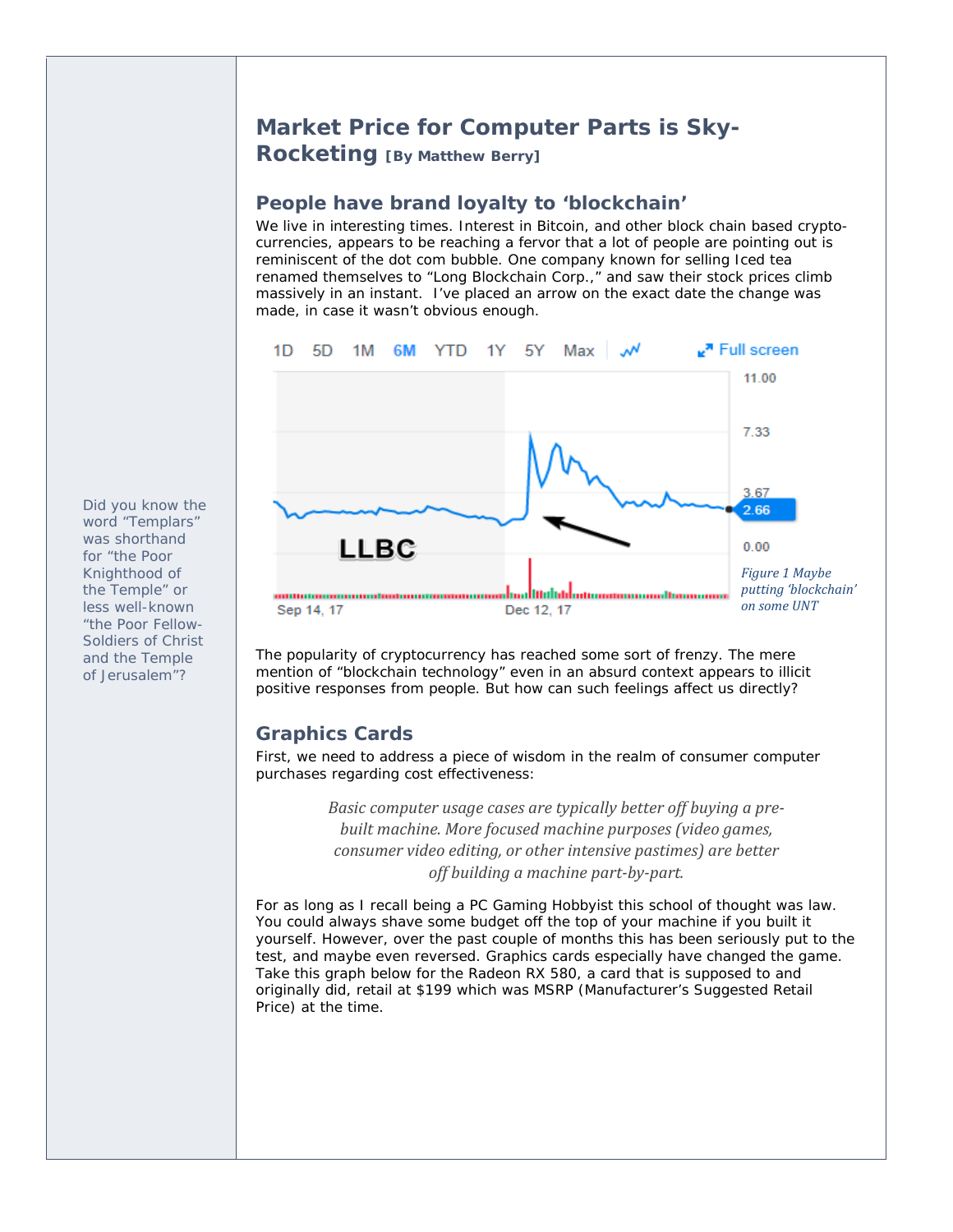## Market Price for Computer Parts is Sky-Rocketing **[By Matthew Berry]**

### People have brand loyalty to 'blockchain'

We live in interesting times. Interest in Bitcoin, and other block chain based crypto-currencies, appears to be reaching a fervor that a lot of people are pointing out is reminiscent of the dot com bubble. One company known for selling Iced tea renamed themselves to "Long Blockchain Corp.," and saw their stock prices climb massively in an instant. I've placed an arrow on the exact date the change was made, in case it wasn't obvious enough.

*Figure 1 Maybe putting 'blockchain' on some UNT*

The popularity of cryptocurrency has reached some sort of frenzy. The mere mention of "blockchain technology" even in an absurd context appears to illicit positive responses from people. But how can such feelings affect us directly?

### Graphics Cards

First, we need to address a piece of wisdom in the realm of consumer computer purchases regarding cost effectiveness:

> *Basic computer usage cases are typically better off buying a pre-built machine. More focused machine purposes (video games, consumer video editing, or other intensive pastimes) are better off building a machine part-by-part.*

For as long as I recall being a PC Gaming Hobbyist this school of thought was law. You could always shave some budget off the top of your machine if you built it yourself. However, over the past couple of months this has been seriously put to the test, and maybe even reversed. Graphics cards especially have changed the game. Take this graph below for the Radeon RX 580, a card that is supposed to and originally did, retail at $199 which was MSRP (Manufacturer's Suggested Retail Price) at the time.

Did you know the word "Templars" was shorthand for "the Poor Knighthood of the Temple" or less well-known "the Poor Fellow-Soldiers of Christ and the Temple of Jerusalem"?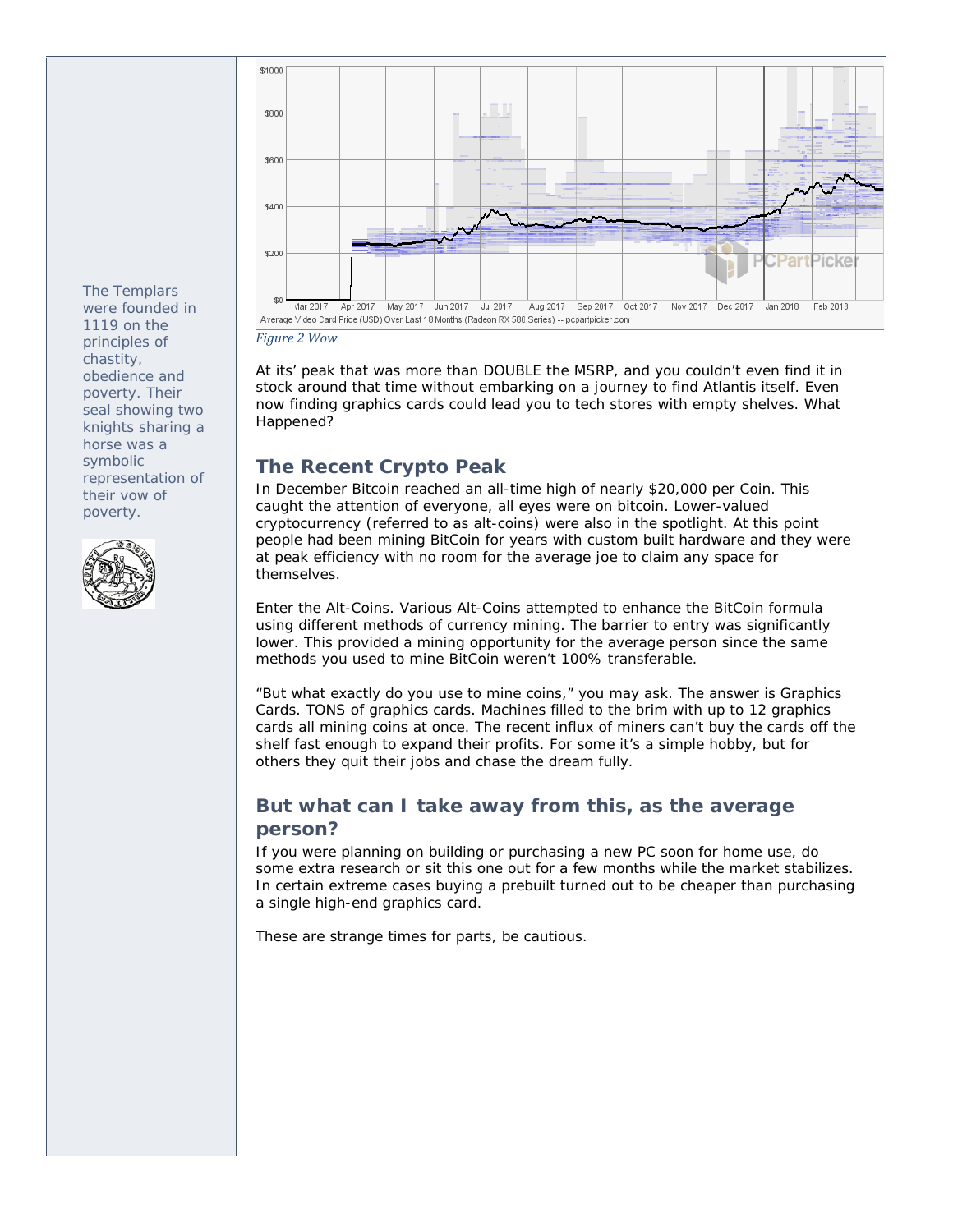Average Video Card Price (USD) Over Last 18 Months (Radeon RX 580 Series) -- pcpartpicker.com

*Figure 2 Wow*

At its' peak that was more than DOUBLE the MSRP, and you couldn't even find it in stock around that time without embarking on a journey to find Atlantis itself. Even now finding graphics cards could lead you to tech stores with empty shelves. What Happened?

## The Recent Crypto Peak

In December Bitcoin reached an all-time high of nearly $20,000 per Coin. This caught the attention of everyone, all eyes were on bitcoin. Lower-valued cryptocurrency (referred to as alt-coins) were also in the spotlight. At this point people had been mining BitCoin for years with custom built hardware and they were at peak efficiency with no room for the average joe to claim any space for themselves.

Enter the Alt-Coins. Various Alt-Coins attempted to enhance the BitCoin formula using different methods of currency mining. The barrier to entry was significantly lower. This provided a mining opportunity for the average person since the same methods you used to mine BitCoin weren't 100% transferable.

"But what exactly do you use to mine coins," you may ask. The answer is Graphics Cards. TONS of graphics cards. Machines filled to the brim with up to 12 graphics cards all mining coins at once. The recent influx of miners can't buy the cards off the shelf fast enough to expand their profits. For some it's a simple hobby, but for others they quit their jobs and chase the dream fully.

## But what can I take away from this, as the average person?

If you were planning on building or purchasing a new PC soon for home use, do some extra research or sit this one out for a few months while the market stabilizes. In certain extreme cases buying a prebuilt turned out to be cheaper than purchasing a single high-end graphics card.

These are strange times for parts, be cautious.

The Templars were founded in 1119 on the principles of chastity, obedience and poverty. Their seal showing two knights sharing a horse was a symbolic representation of their vow of poverty.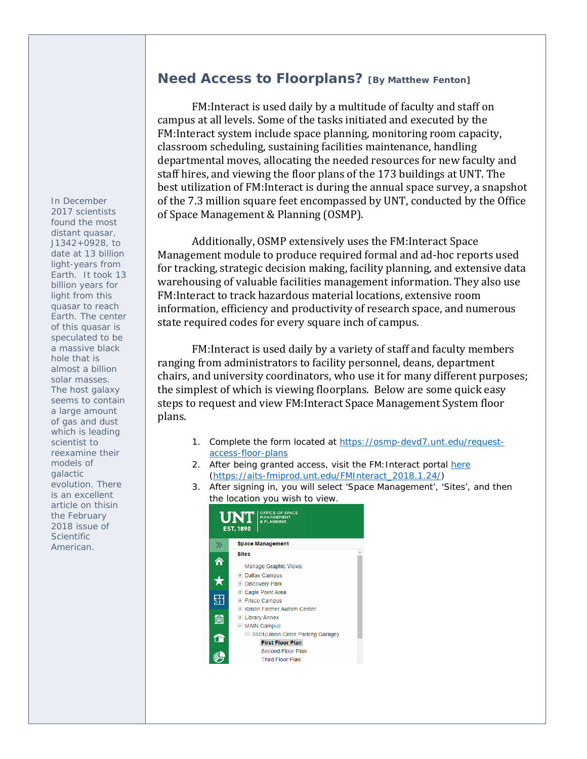## Need Access to Floorplans? [By Matthew Fenton]

FM:Interact is used daily by a multitude of faculty and staff on campus at all levels. Some of the tasks initiated and executed by the FM:Interact system include space planning, monitoring room capacity, classroom scheduling, sustaining facilities maintenance, handling departmental moves, allocating the needed resources for new faculty and staff hires, and viewing the floor plans of the 173 buildings at UNT. The best utilization of FM:Interact is during the annual space survey, a snapshot of the 7.3 million square feet encompassed by UNT, conducted by the Office of Space Management & Planning (OSMP).

Additionally, OSMP extensively uses the FM:Interact Space Management module to produce required formal and ad-hoc reports used for tracking, strategic decision making, facility planning, and extensive data warehousing of valuable facilities management information. They also use FM:Interact to track hazardous material locations, extensive room information, efficiency and productivity of research space, and numerous state required codes for every square inch of campus.

FM:Interact is used daily by a variety of staff and faculty members ranging from administrators to facility personnel, deans, department chairs, and university coordinators, who use it for many different purposes; the simplest of which is viewing floorplans. Below are some quick easy steps to request and view FM:Interact Space Management System floor plans.

1. Complete the form located at https://osmp-devd7.unt.edu/request-access-floor-plans
2. After being granted access, visit the FM:Interact portal here (https://aits-fmiprod.unt.edu/FMInteract_2018.1.24/)
3. After signing in, you will select 'Space Management', 'Sites', and then the location you wish to view.

UNT EST. 1890 | OFFICE OF SPACE MANAGEMENT & PLANNING

Space Management
Sites
- Manage Graphic Views
- Dallas Campus
- Discovery Park
- Eagle Point Area
- Frisco Campus
- Kristin Farmer Autism Center
- Library Annex
- MAIN Campus
  - 0001(Union Circle Parking Garage)
    - First Floor Plan
    - Second Floor Plan
    - Third Floor Plan

In December 2017 scientists found the most distant quasar, J1342+0928, to date at 13 billion light-years from Earth. It took 13 billion years for light from this quasar to reach Earth. The center of this quasar is speculated to be a massive black hole that is almost a billion solar masses. The host galaxy seems to contain a large amount of gas and dust which is leading scientist to reexamine their models of galactic evolution. There is an excellent article on thisin the February 2018 issue of Scientific American.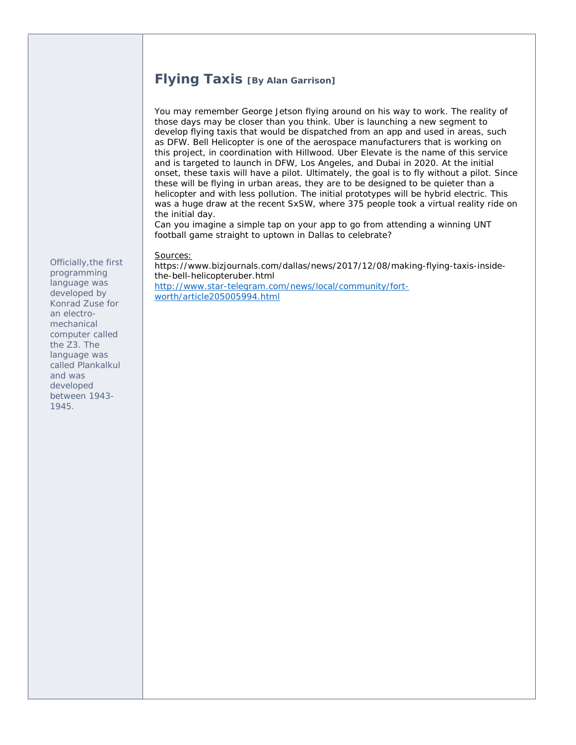## Flying Taxis **[By Alan Garrison]**

You may remember George Jetson flying around on his way to work. The reality of those days may be closer than you think. Uber is launching a new segment to develop flying taxis that would be dispatched from an app and used in areas, such as DFW. Bell Helicopter is one of the aerospace manufacturers that is working on this project, in coordination with Hillwood. Uber Elevate is the name of this service and is targeted to launch in DFW, Los Angeles, and Dubai in 2020. At the initial onset, these taxis will have a pilot. Ultimately, the goal is to fly without a pilot. Since these will be flying in urban areas, they are to be designed to be quieter than a helicopter and with less pollution. The initial prototypes will be hybrid electric. This was a huge draw at the recent SxSW, where 375 people took a virtual reality ride on the initial day.

Can you imagine a simple tap on your app to go from attending a winning UNT football game straight to uptown in Dallas to celebrate?

Sources:

https://www.bizjournals.com/dallas/news/2017/12/08/making-flying-taxis-inside-the-bell-helicopteruber.html

http://www.star-telegram.com/news/local/community/fort-worth/article205005994.html

Officially,the first programming language was developed by Konrad Zuse for an electro-mechanical computer called the Z3. The language was called Plankalkul and was developed between 1943-1945.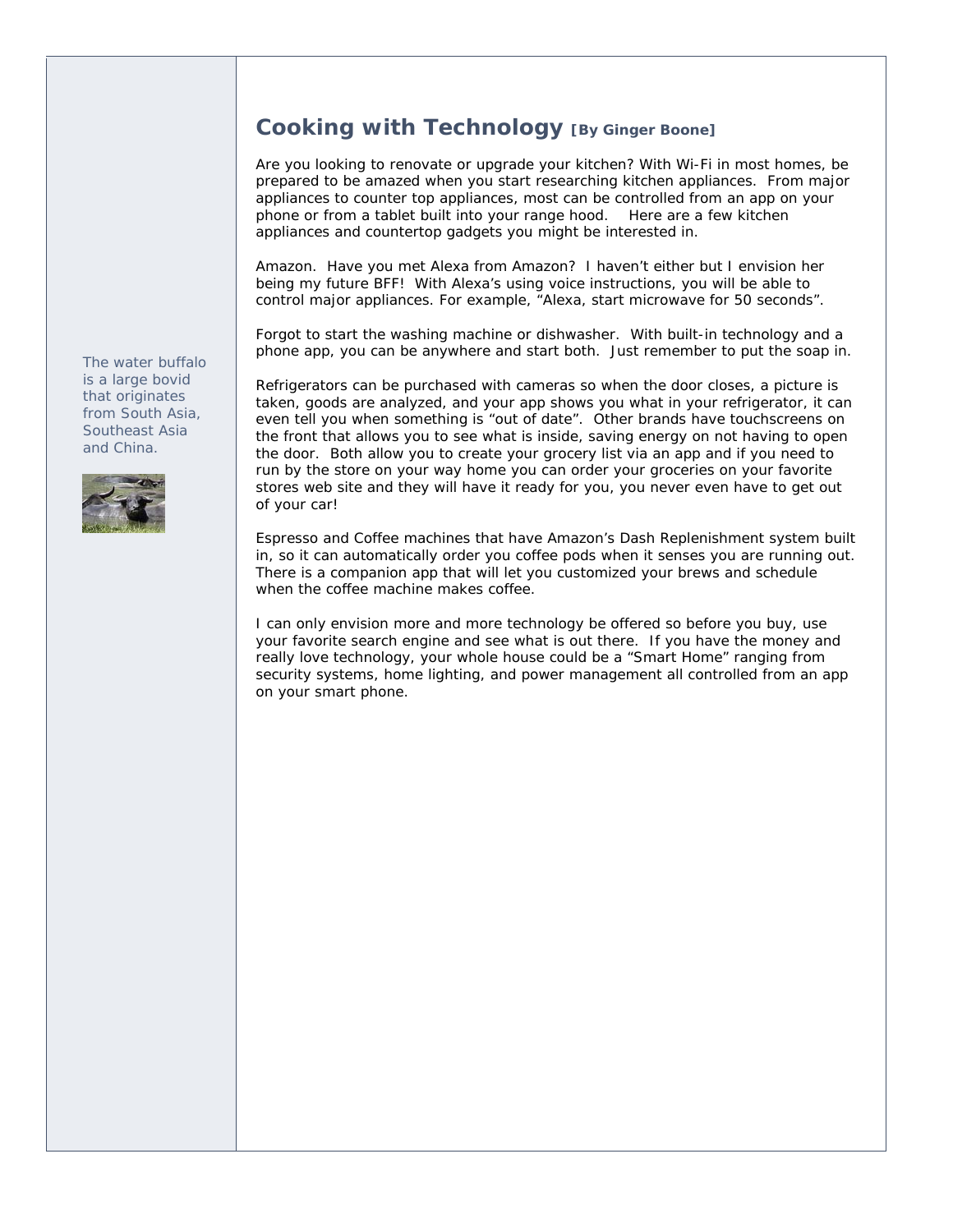## Cooking with Technology [By Ginger Boone]

Are you looking to renovate or upgrade your kitchen? With Wi-Fi in most homes, be prepared to be amazed when you start researching kitchen appliances. From major appliances to counter top appliances, most can be controlled from an app on your phone or from a tablet built into your range hood. Here are a few kitchen appliances and countertop gadgets you might be interested in.

Amazon. Have you met Alexa from Amazon? I haven't either but I envision her being my future BFF! With Alexa's using voice instructions, you will be able to control major appliances. For example, "Alexa, start microwave for 50 seconds".

Forgot to start the washing machine or dishwasher. With built-in technology and a phone app, you can be anywhere and start both. Just remember to put the soap in.

Refrigerators can be purchased with cameras so when the door closes, a picture is taken, goods are analyzed, and your app shows you what in your refrigerator, it can even tell you when something is "out of date". Other brands have touchscreens on the front that allows you to see what is inside, saving energy on not having to open the door. Both allow you to create your grocery list via an app and if you need to run by the store on your way home you can order your groceries on your favorite stores web site and they will have it ready for you, you never even have to get out of your car!

Espresso and Coffee machines that have Amazon's Dash Replenishment system built in, so it can automatically order you coffee pods when it senses you are running out. There is a companion app that will let you customized your brews and schedule when the coffee machine makes coffee.

I can only envision more and more technology be offered so before you buy, use your favorite search engine and see what is out there. If you have the money and really love technology, your whole house could be a "Smart Home" ranging from security systems, home lighting, and power management all controlled from an app on your smart phone.

The water buffalo is a large bovid that originates from South Asia, Southeast Asia and China.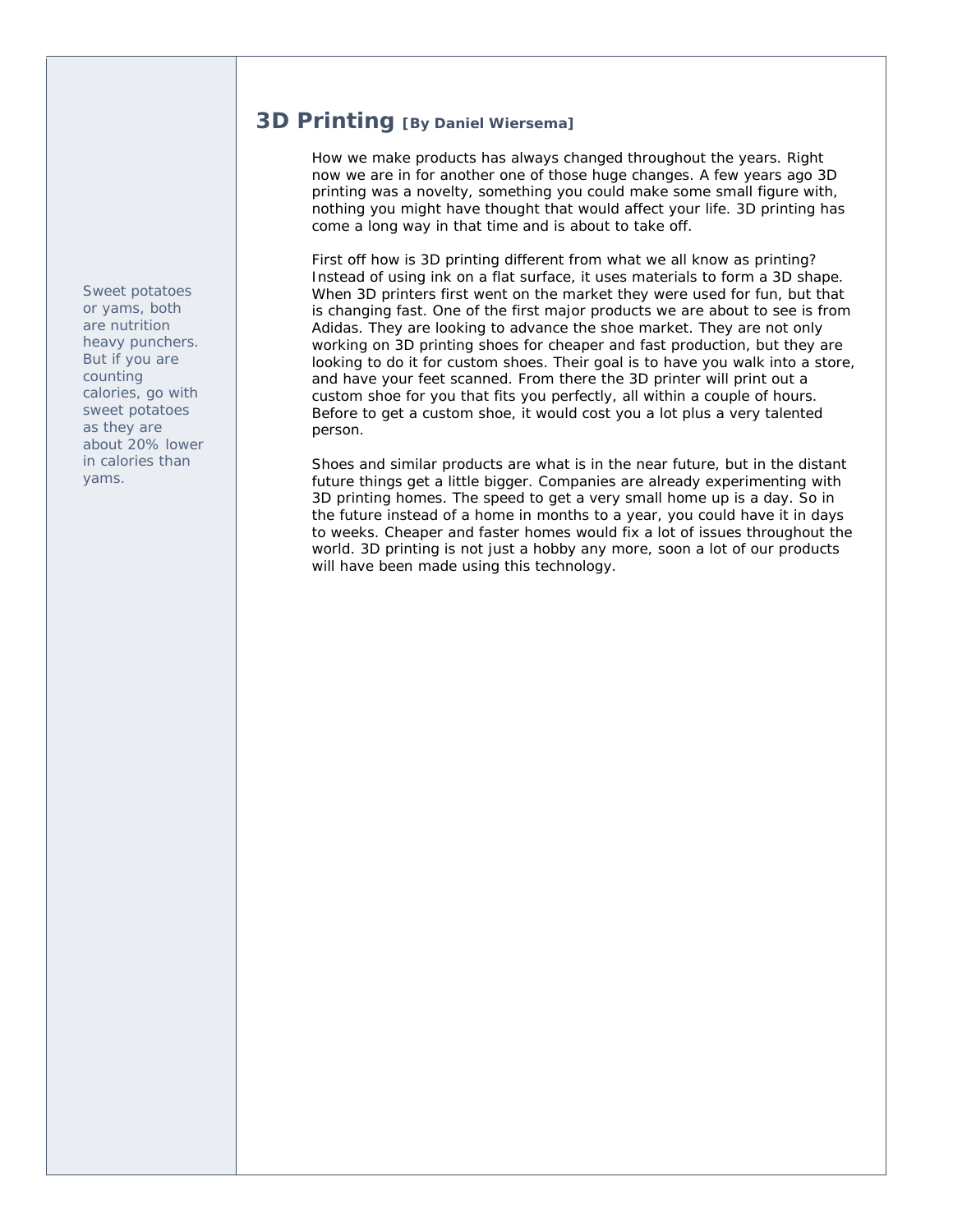Sweet potatoes or yams, both are nutrition heavy punchers. But if you are counting calories, go with sweet potatoes as they are about 20% lower in calories than yams.

## 3D Printing [By Daniel Wiersema]

How we make products has always changed throughout the years. Right now we are in for another one of those huge changes. A few years ago 3D printing was a novelty, something you could make some small figure with, nothing you might have thought that would affect your life. 3D printing has come a long way in that time and is about to take off.

First off how is 3D printing different from what we all know as printing? Instead of using ink on a flat surface, it uses materials to form a 3D shape. When 3D printers first went on the market they were used for fun, but that is changing fast. One of the first major products we are about to see is from Adidas. They are looking to advance the shoe market. They are not only working on 3D printing shoes for cheaper and fast production, but they are looking to do it for custom shoes. Their goal is to have you walk into a store, and have your feet scanned. From there the 3D printer will print out a custom shoe for you that fits you perfectly, all within a couple of hours. Before to get a custom shoe, it would cost you a lot plus a very talented person.

Shoes and similar products are what is in the near future, but in the distant future things get a little bigger. Companies are already experimenting with 3D printing homes. The speed to get a very small home up is a day. So in the future instead of a home in months to a year, you could have it in days to weeks. Cheaper and faster homes would fix a lot of issues throughout the world. 3D printing is not just a hobby any more, soon a lot of our products will have been made using this technology.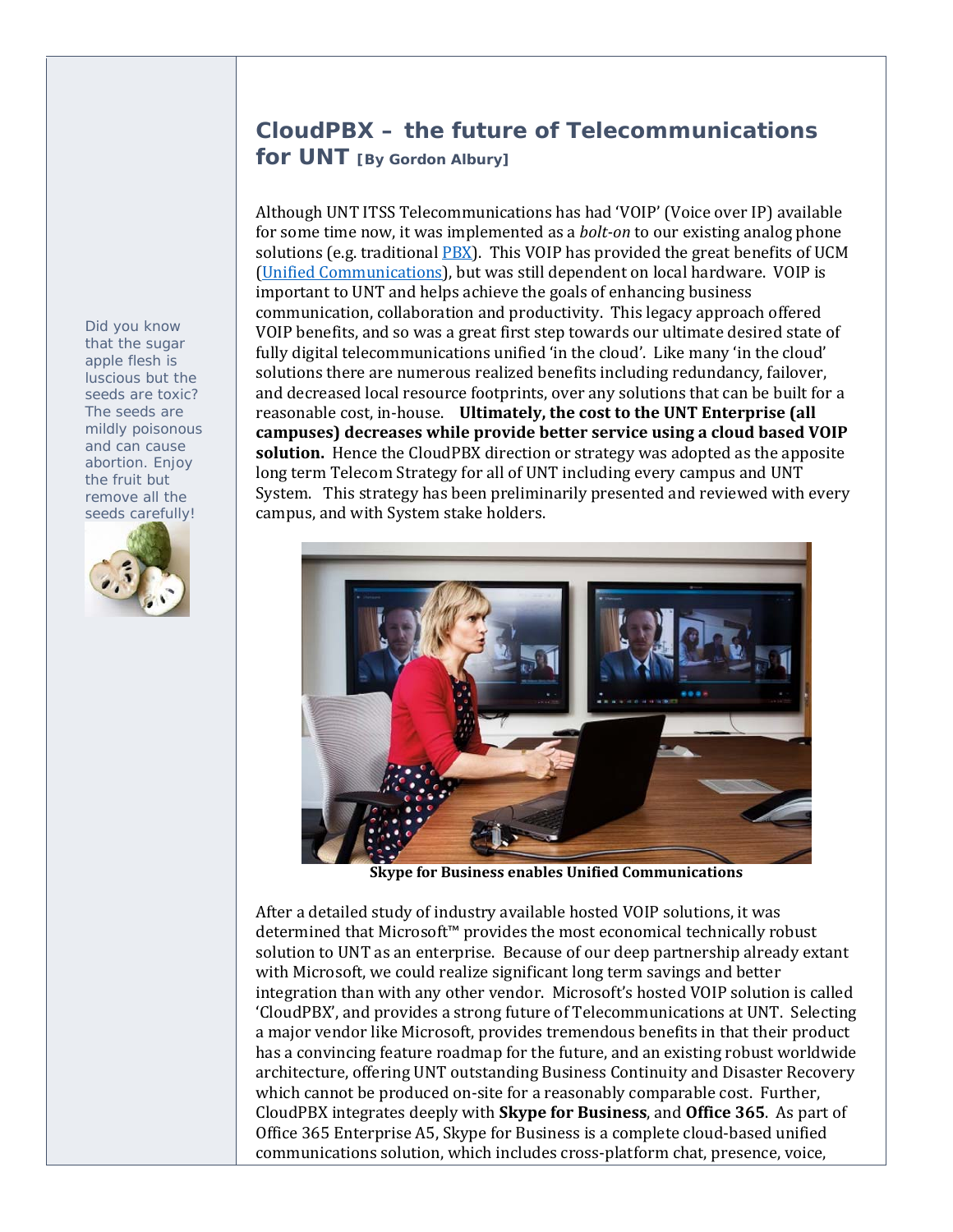## CloudPBX – the future of Telecommunications for UNT [By Gordon Albury]

Although UNT ITSS Telecommunications has had 'VOIP' (Voice over IP) available for some time now, it was implemented as a *bolt-on* to our existing analog phone solutions (e.g. traditional PBX). This VOIP has provided the great benefits of UCM (Unified Communications), but was still dependent on local hardware. VOIP is important to UNT and helps achieve the goals of enhancing business communication, collaboration and productivity. This legacy approach offered VOIP benefits, and so was a great first step towards our ultimate desired state of fully digital telecommunications unified 'in the cloud'. Like many 'in the cloud' solutions there are numerous realized benefits including redundancy, failover, and decreased local resource footprints, over any solutions that can be built for a reasonable cost, in-house. **Ultimately, the cost to the UNT Enterprise (all campuses) decreases while provide better service using a cloud based VOIP solution.** Hence the CloudPBX direction or strategy was adopted as the apposite long term Telecom Strategy for all of UNT including every campus and UNT System. This strategy has been preliminarily presented and reviewed with every campus, and with System stake holders.

Did you know that the sugar apple flesh is luscious but the seeds are toxic? The seeds are mildly poisonous and can cause abortion. Enjoy the fruit but remove all the seeds carefully!

**Skype for Business enables Unified Communications**

After a detailed study of industry available hosted VOIP solutions, it was determined that Microsoft™ provides the most economical technically robust solution to UNT as an enterprise. Because of our deep partnership already extant with Microsoft, we could realize significant long term savings and better integration than with any other vendor. Microsoft's hosted VOIP solution is called 'CloudPBX', and provides a strong future of Telecommunications at UNT. Selecting a major vendor like Microsoft, provides tremendous benefits in that their product has a convincing feature roadmap for the future, and an existing robust worldwide architecture, offering UNT outstanding Business Continuity and Disaster Recovery which cannot be produced on-site for a reasonably comparable cost. Further, CloudPBX integrates deeply with **Skype for Business**, and **Office 365**. As part of Office 365 Enterprise A5, Skype for Business is a complete cloud-based unified communications solution, which includes cross-platform chat, presence, voice,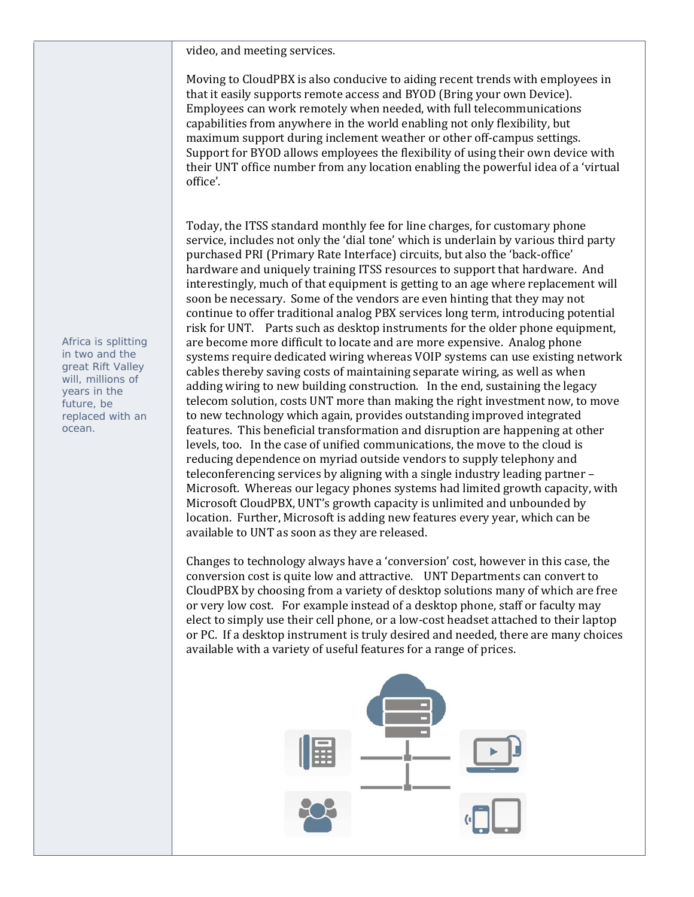video, and meeting services.

Moving to CloudPBX is also conducive to aiding recent trends with employees in that it easily supports remote access and BYOD (Bring your own Device). Employees can work remotely when needed, with full telecommunications capabilities from anywhere in the world enabling not only flexibility, but maximum support during inclement weather or other off-campus settings. Support for BYOD allows employees the flexibility of using their own device with their UNT office number from any location enabling the powerful idea of a 'virtual office'.

Today, the ITSS standard monthly fee for line charges, for customary phone service, includes not only the 'dial tone' which is underlain by various third party purchased PRI (Primary Rate Interface) circuits, but also the 'back-office' hardware and uniquely training ITSS resources to support that hardware. And interestingly, much of that equipment is getting to an age where replacement will soon be necessary. Some of the vendors are even hinting that they may not continue to offer traditional analog PBX services long term, introducing potential risk for UNT. Parts such as desktop instruments for the older phone equipment, are become more difficult to locate and are more expensive. Analog phone systems require dedicated wiring whereas VOIP systems can use existing network cables thereby saving costs of maintaining separate wiring, as well as when adding wiring to new building construction. In the end, sustaining the legacy telecom solution, costs UNT more than making the right investment now, to move to new technology which again, provides outstanding improved integrated features. This beneficial transformation and disruption are happening at other levels, too. In the case of unified communications, the move to the cloud is reducing dependence on myriad outside vendors to supply telephony and teleconferencing services by aligning with a single industry leading partner – Microsoft. Whereas our legacy phones systems had limited growth capacity, with Microsoft CloudPBX, UNT's growth capacity is unlimited and unbounded by location. Further, Microsoft is adding new features every year, which can be available to UNT as soon as they are released.

Africa is splitting in two and the great Rift Valley will, millions of years in the future, be replaced with an ocean.

Changes to technology always have a 'conversion' cost, however in this case, the conversion cost is quite low and attractive. UNT Departments can convert to CloudPBX by choosing from a variety of desktop solutions many of which are free or very low cost. For example instead of a desktop phone, staff or faculty may elect to simply use their cell phone, or a low-cost headset attached to their laptop or PC. If a desktop instrument is truly desired and needed, there are many choices available with a variety of useful features for a range of prices.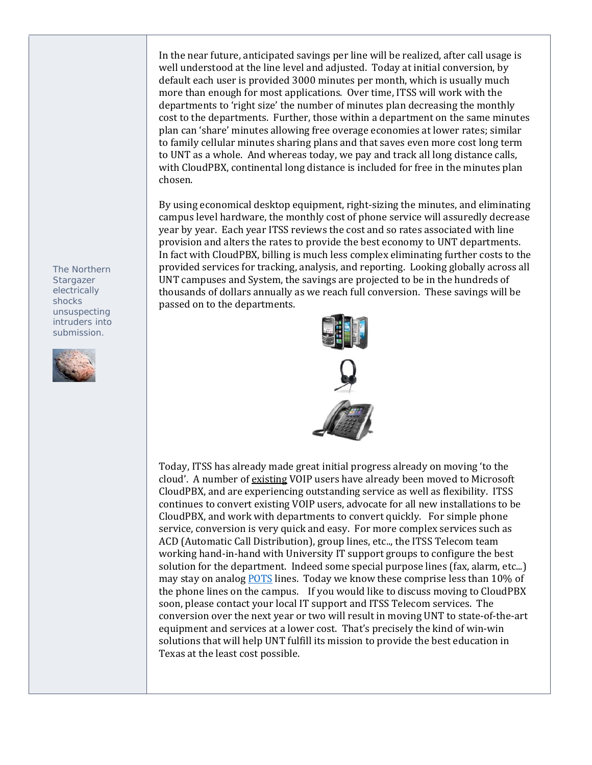In the near future, anticipated savings per line will be realized, after call usage is well understood at the line level and adjusted. Today at initial conversion, by default each user is provided 3000 minutes per month, which is usually much more than enough for most applications. Over time, ITSS will work with the departments to 'right size' the number of minutes plan decreasing the monthly cost to the departments. Further, those within a department on the same minutes plan can 'share' minutes allowing free overage economies at lower rates; similar to family cellular minutes sharing plans and that saves even more cost long term to UNT as a whole. And whereas today, we pay and track all long distance calls, with CloudPBX, continental long distance is included for free in the minutes plan chosen.

By using economical desktop equipment, right-sizing the minutes, and eliminating campus level hardware, the monthly cost of phone service will assuredly decrease year by year. Each year ITSS reviews the cost and so rates associated with line provision and alters the rates to provide the best economy to UNT departments. In fact with CloudPBX, billing is much less complex eliminating further costs to the provided services for tracking, analysis, and reporting. Looking globally across all UNT campuses and System, the savings are projected to be in the hundreds of thousands of dollars annually as we reach full conversion. These savings will be passed on to the departments.

Today, ITSS has already made great initial progress already on moving 'to the cloud'. A number of existing VOIP users have already been moved to Microsoft CloudPBX, and are experiencing outstanding service as well as flexibility. ITSS continues to convert existing VOIP users, advocate for all new installations to be CloudPBX, and work with departments to convert quickly. For simple phone service, conversion is very quick and easy. For more complex services such as ACD (Automatic Call Distribution), group lines, etc.., the ITSS Telecom team working hand-in-hand with University IT support groups to configure the best solution for the department. Indeed some special purpose lines (fax, alarm, etc...) may stay on analog POTS lines. Today we know these comprise less than 10% of the phone lines on the campus. If you would like to discuss moving to CloudPBX soon, please contact your local IT support and ITSS Telecom services. The conversion over the next year or two will result in moving UNT to state-of-the-art equipment and services at a lower cost. That's precisely the kind of win-win solutions that will help UNT fulfill its mission to provide the best education in Texas at the least cost possible.

The Northern Stargazer electrically shocks unsuspecting intruders into submission.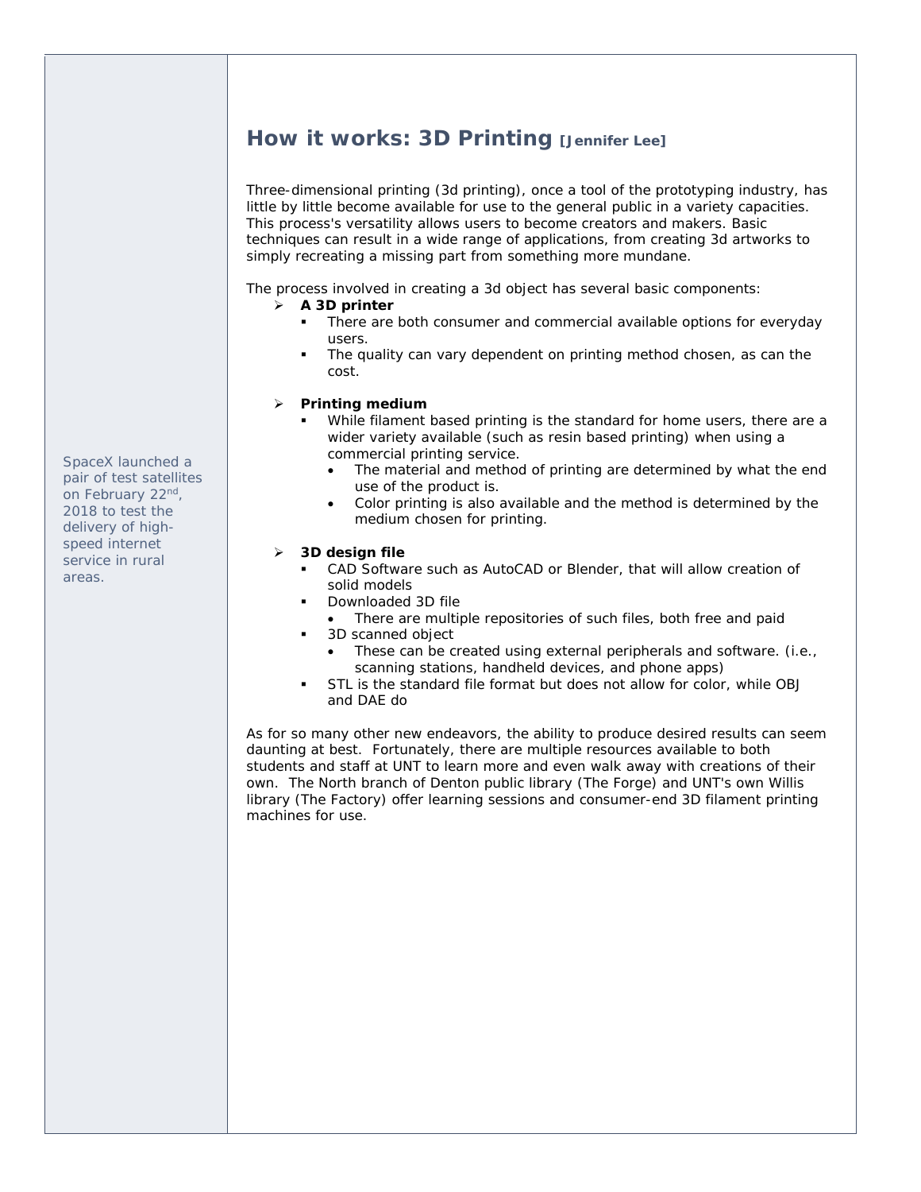SpaceX launched a pair of test satellites on February 22nd, 2018 to test the delivery of high-speed internet service in rural areas.

## How it works: 3D Printing [Jennifer Lee]

Three-dimensional printing (3d printing), once a tool of the prototyping industry, has little by little become available for use to the general public in a variety capacities. This process's versatility allows users to become creators and makers. Basic techniques can result in a wide range of applications, from creating 3d artworks to simply recreating a missing part from something more mundane.

The process involved in creating a 3d object has several basic components:

- **A 3D printer**
  - There are both consumer and commercial available options for everyday users.
  - The quality can vary dependent on printing method chosen, as can the cost.

- **Printing medium**
  - While filament based printing is the standard for home users, there are a wider variety available (such as resin based printing) when using a commercial printing service.
    - The material and method of printing are determined by what the end use of the product is.
    - Color printing is also available and the method is determined by the medium chosen for printing.

- **3D design file**
  - CAD Software such as AutoCAD or Blender, that will allow creation of solid models
  - Downloaded 3D file
    - There are multiple repositories of such files, both free and paid
  - 3D scanned object
    - These can be created using external peripherals and software. (i.e., scanning stations, handheld devices, and phone apps)
  - STL is the standard file format but does not allow for color, while OBJ and DAE do

As for so many other new endeavors, the ability to produce desired results can seem daunting at best. Fortunately, there are multiple resources available to both students and staff at UNT to learn more and even walk away with creations of their own. The North branch of Denton public library (The Forge) and UNT's own Willis library (The Factory) offer learning sessions and consumer-end 3D filament printing machines for use.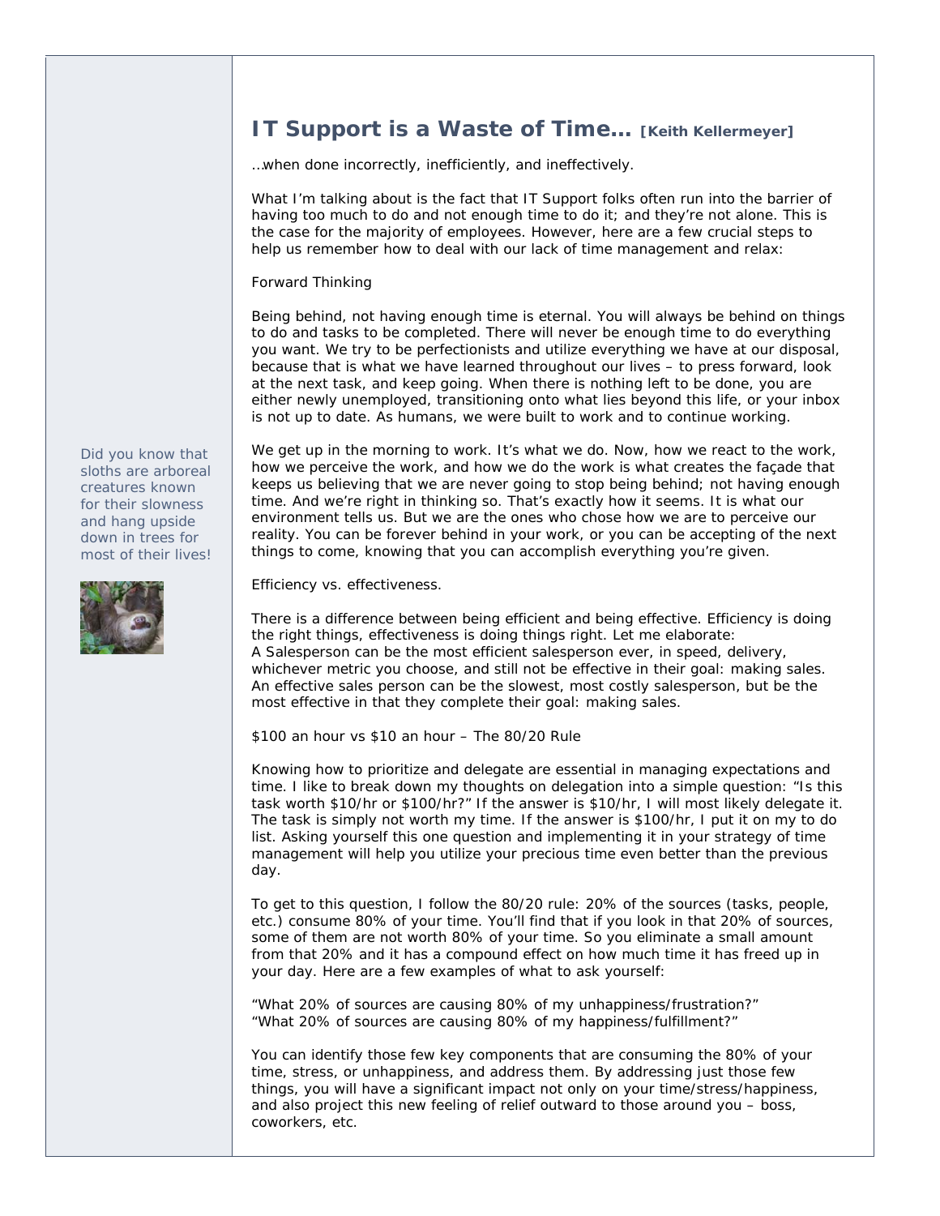## IT Support is a Waste of Time… [Keith Kellermeyer]

…when done incorrectly, inefficiently, and ineffectively.

What I'm talking about is the fact that IT Support folks often run into the barrier of having too much to do and not enough time to do it; and they're not alone. This is the case for the majority of employees. However, here are a few crucial steps to help us remember how to deal with our lack of time management and relax:

Forward Thinking

Being behind, not having enough time is eternal. You will always be behind on things to do and tasks to be completed. There will never be enough time to do everything you want. We try to be perfectionists and utilize everything we have at our disposal, because that is what we have learned throughout our lives – to press forward, look at the next task, and keep going. When there is nothing left to be done, you are either newly unemployed, transitioning onto what lies beyond this life, or your inbox is not up to date. As humans, we were built to work and to continue working.

We get up in the morning to work. It's what we do. Now, how we react to the work, how we perceive the work, and how we do the work is what creates the façade that keeps us believing that we are never going to stop being behind; not having enough time. And we're right in thinking so. That's exactly how it seems. It is what our environment tells us. But we are the ones who chose how we are to perceive our reality. You can be forever behind in your work, or you can be accepting of the next things to come, knowing that you can accomplish everything you're given.

Efficiency vs. effectiveness.

There is a difference between being efficient and being effective. Efficiency is doing the right things, effectiveness is doing things right. Let me elaborate:
A Salesperson can be the most efficient salesperson ever, in speed, delivery, whichever metric you choose, and still not be effective in their goal: making sales. An effective sales person can be the slowest, most costly salesperson, but be the most effective in that they complete their goal: making sales.

$100 an hour vs $10 an hour – The 80/20 Rule

Knowing how to prioritize and delegate are essential in managing expectations and time. I like to break down my thoughts on delegation into a simple question: "Is this task worth $10/hr or $100/hr?" If the answer is $10/hr, I will most likely delegate it. The task is simply not worth my time. If the answer is $100/hr, I put it on my to do list. Asking yourself this one question and implementing it in your strategy of time management will help you utilize your precious time even better than the previous day.

To get to this question, I follow the 80/20 rule: 20% of the sources (tasks, people, etc.) consume 80% of your time. You'll find that if you look in that 20% of sources, some of them are not worth 80% of your time. So you eliminate a small amount from that 20% and it has a compound effect on how much time it has freed up in your day. Here are a few examples of what to ask yourself:

"What 20% of sources are causing 80% of my unhappiness/frustration?"
"What 20% of sources are causing 80% of my happiness/fulfillment?"

You can identify those few key components that are consuming the 80% of your time, stress, or unhappiness, and address them. By addressing just those few things, you will have a significant impact not only on your time/stress/happiness, and also project this new feeling of relief outward to those around you – boss, coworkers, etc.

Did you know that sloths are arboreal creatures known for their slowness and hang upside down in trees for most of their lives!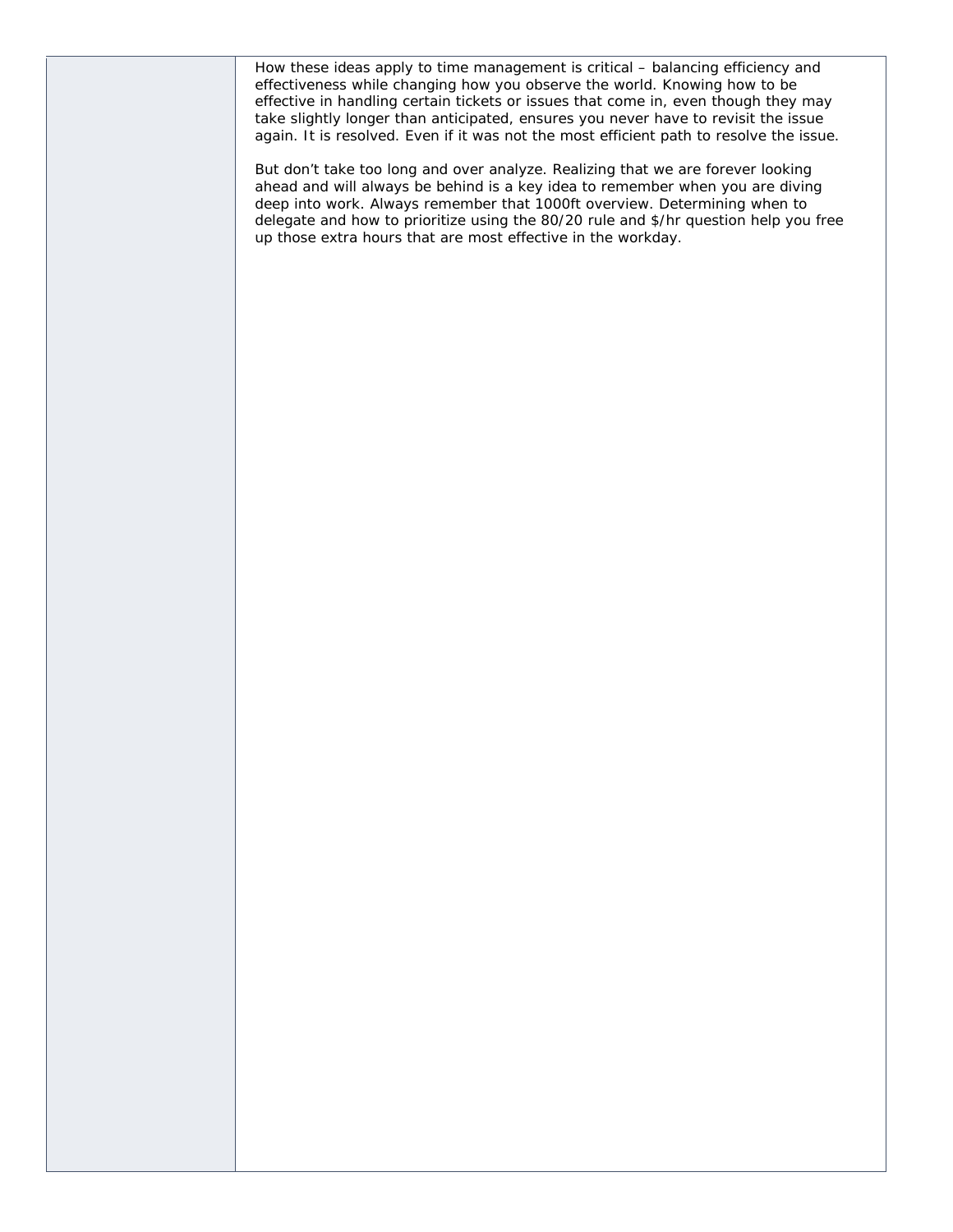How these ideas apply to time management is critical – balancing efficiency and effectiveness while changing how you observe the world. Knowing how to be effective in handling certain tickets or issues that come in, even though they may take slightly longer than anticipated, ensures you never have to revisit the issue again. It is resolved. Even if it was not the most efficient path to resolve the issue.

But don't take too long and over analyze. Realizing that we are forever looking ahead and will always be behind is a key idea to remember when you are diving deep into work. Always remember that 1000ft overview. Determining when to delegate and how to prioritize using the 80/20 rule and $/hr question help you free up those extra hours that are most effective in the workday.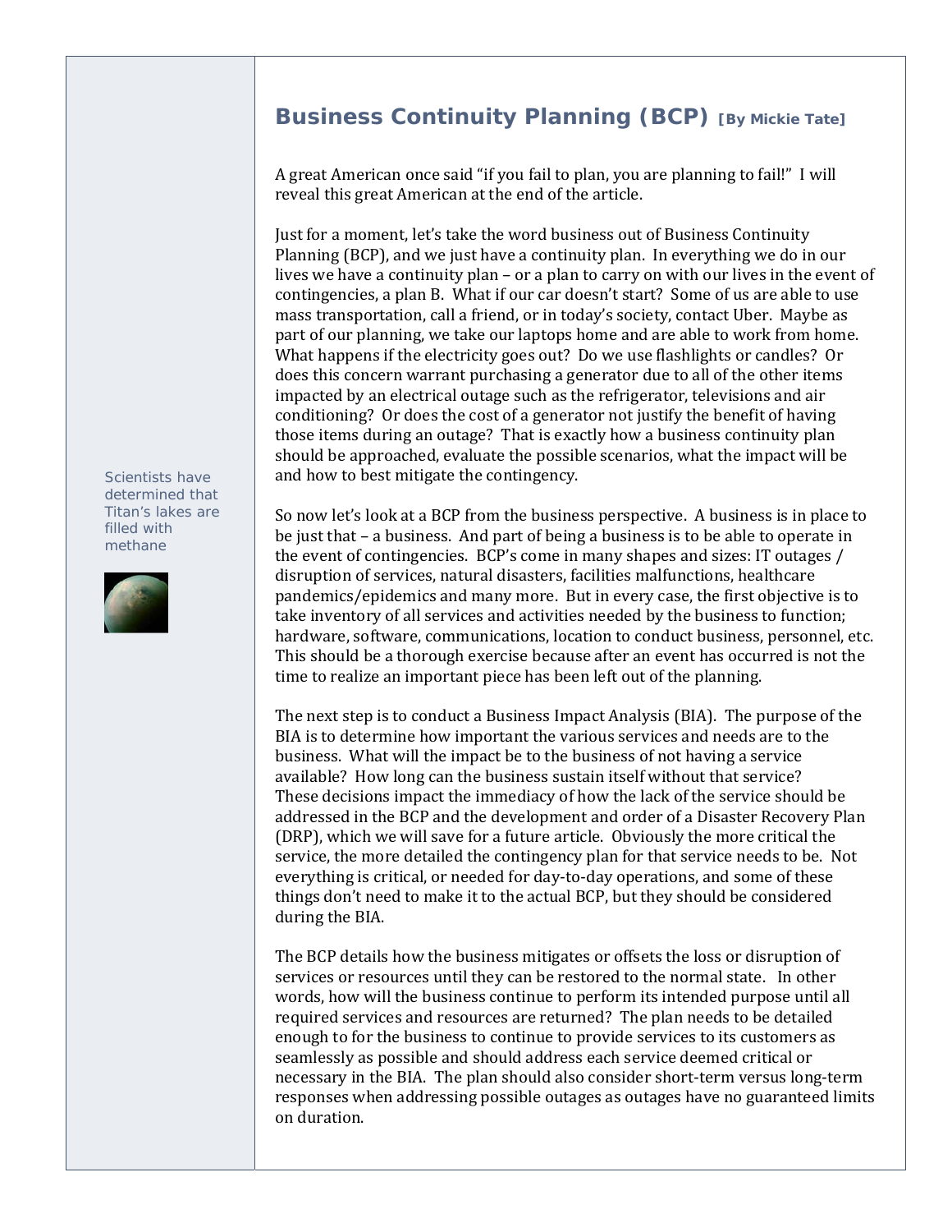## Business Continuity Planning (BCP) **[By Mickie Tate]**

A great American once said "if you fail to plan, you are planning to fail!" I will reveal this great American at the end of the article.

Just for a moment, let's take the word business out of Business Continuity Planning (BCP), and we just have a continuity plan. In everything we do in our lives we have a continuity plan – or a plan to carry on with our lives in the event of contingencies, a plan B. What if our car doesn't start? Some of us are able to use mass transportation, call a friend, or in today's society, contact Uber. Maybe as part of our planning, we take our laptops home and are able to work from home. What happens if the electricity goes out? Do we use flashlights or candles? Or does this concern warrant purchasing a generator due to all of the other items impacted by an electrical outage such as the refrigerator, televisions and air conditioning? Or does the cost of a generator not justify the benefit of having those items during an outage? That is exactly how a business continuity plan should be approached, evaluate the possible scenarios, what the impact will be and how to best mitigate the contingency.

Scientists have determined that Titan's lakes are filled with methane

So now let's look at a BCP from the business perspective. A business is in place to be just that – a business. And part of being a business is to be able to operate in the event of contingencies. BCP's come in many shapes and sizes: IT outages / disruption of services, natural disasters, facilities malfunctions, healthcare pandemics/epidemics and many more. But in every case, the first objective is to take inventory of all services and activities needed by the business to function; hardware, software, communications, location to conduct business, personnel, etc. This should be a thorough exercise because after an event has occurred is not the time to realize an important piece has been left out of the planning.

The next step is to conduct a Business Impact Analysis (BIA). The purpose of the BIA is to determine how important the various services and needs are to the business. What will the impact be to the business of not having a service available? How long can the business sustain itself without that service? These decisions impact the immediacy of how the lack of the service should be addressed in the BCP and the development and order of a Disaster Recovery Plan (DRP), which we will save for a future article. Obviously the more critical the service, the more detailed the contingency plan for that service needs to be. Not everything is critical, or needed for day-to-day operations, and some of these things don't need to make it to the actual BCP, but they should be considered during the BIA.

The BCP details how the business mitigates or offsets the loss or disruption of services or resources until they can be restored to the normal state. In other words, how will the business continue to perform its intended purpose until all required services and resources are returned? The plan needs to be detailed enough to for the business to continue to provide services to its customers as seamlessly as possible and should address each service deemed critical or necessary in the BIA. The plan should also consider short-term versus long-term responses when addressing possible outages as outages have no guaranteed limits on duration.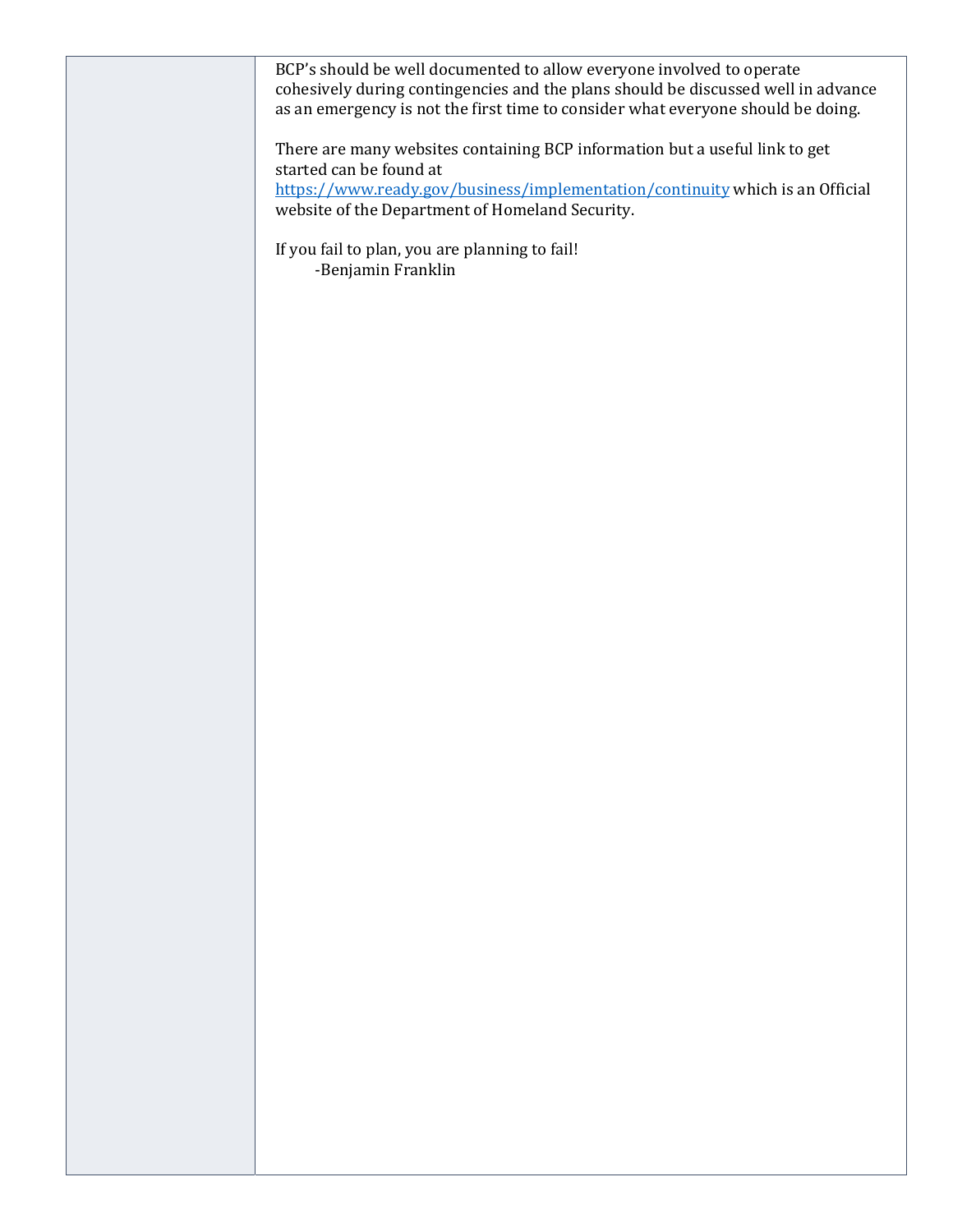BCP's should be well documented to allow everyone involved to operate cohesively during contingencies and the plans should be discussed well in advance as an emergency is not the first time to consider what everyone should be doing.

There are many websites containing BCP information but a useful link to get started can be found at https://www.ready.gov/business/implementation/continuity which is an Official website of the Department of Homeland Security.

If you fail to plan, you are planning to fail!
-Benjamin Franklin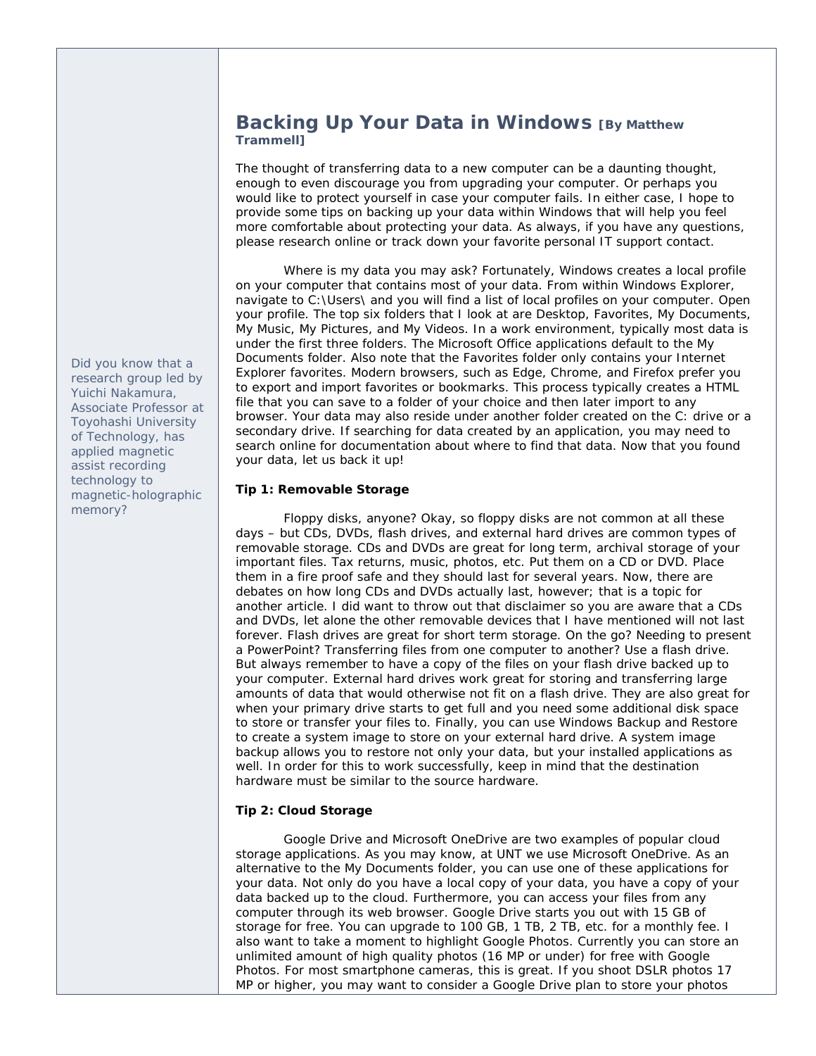## Backing Up Your Data in Windows [By Matthew Trammell]

The thought of transferring data to a new computer can be a daunting thought, enough to even discourage you from upgrading your computer. Or perhaps you would like to protect yourself in case your computer fails. In either case, I hope to provide some tips on backing up your data within Windows that will help you feel more comfortable about protecting your data. As always, if you have any questions, please research online or track down your favorite personal IT support contact.

Where is my data you may ask? Fortunately, Windows creates a local profile on your computer that contains most of your data. From within Windows Explorer, navigate to C:\Users\ and you will find a list of local profiles on your computer. Open your profile. The top six folders that I look at are Desktop, Favorites, My Documents, My Music, My Pictures, and My Videos. In a work environment, typically most data is under the first three folders. The Microsoft Office applications default to the My Documents folder. Also note that the Favorites folder only contains your Internet Explorer favorites. Modern browsers, such as Edge, Chrome, and Firefox prefer you to export and import favorites or bookmarks. This process typically creates a HTML file that you can save to a folder of your choice and then later import to any browser. Your data may also reside under another folder created on the C: drive or a secondary drive. If searching for data created by an application, you may need to search online for documentation about where to find that data. Now that you found your data, let us back it up!

**Tip 1: Removable Storage**

Floppy disks, anyone? Okay, so floppy disks are not common at all these days – but CDs, DVDs, flash drives, and external hard drives are common types of removable storage. CDs and DVDs are great for long term, archival storage of your important files. Tax returns, music, photos, etc. Put them on a CD or DVD. Place them in a fire proof safe and they should last for several years. Now, there are debates on how long CDs and DVDs actually last, however; that is a topic for another article. I did want to throw out that disclaimer so you are aware that a CDs and DVDs, let alone the other removable devices that I have mentioned will not last forever. Flash drives are great for short term storage. On the go? Needing to present a PowerPoint? Transferring files from one computer to another? Use a flash drive. But always remember to have a copy of the files on your flash drive backed up to your computer. External hard drives work great for storing and transferring large amounts of data that would otherwise not fit on a flash drive. They are also great for when your primary drive starts to get full and you need some additional disk space to store or transfer your files to. Finally, you can use Windows Backup and Restore to create a system image to store on your external hard drive. A system image backup allows you to restore not only your data, but your installed applications as well. In order for this to work successfully, keep in mind that the destination hardware must be similar to the source hardware.

**Tip 2: Cloud Storage**

Google Drive and Microsoft OneDrive are two examples of popular cloud storage applications. As you may know, at UNT we use Microsoft OneDrive. As an alternative to the My Documents folder, you can use one of these applications for your data. Not only do you have a local copy of your data, you have a copy of your data backed up to the cloud. Furthermore, you can access your files from any computer through its web browser. Google Drive starts you out with 15 GB of storage for free. You can upgrade to 100 GB, 1 TB, 2 TB, etc. for a monthly fee. I also want to take a moment to highlight Google Photos. Currently you can store an unlimited amount of high quality photos (16 MP or under) for free with Google Photos. For most smartphone cameras, this is great. If you shoot DSLR photos 17 MP or higher, you may want to consider a Google Drive plan to store your photos

Did you know that a research group led by Yuichi Nakamura, Associate Professor at Toyohashi University of Technology, has applied magnetic assist recording technology to magnetic-holographic memory?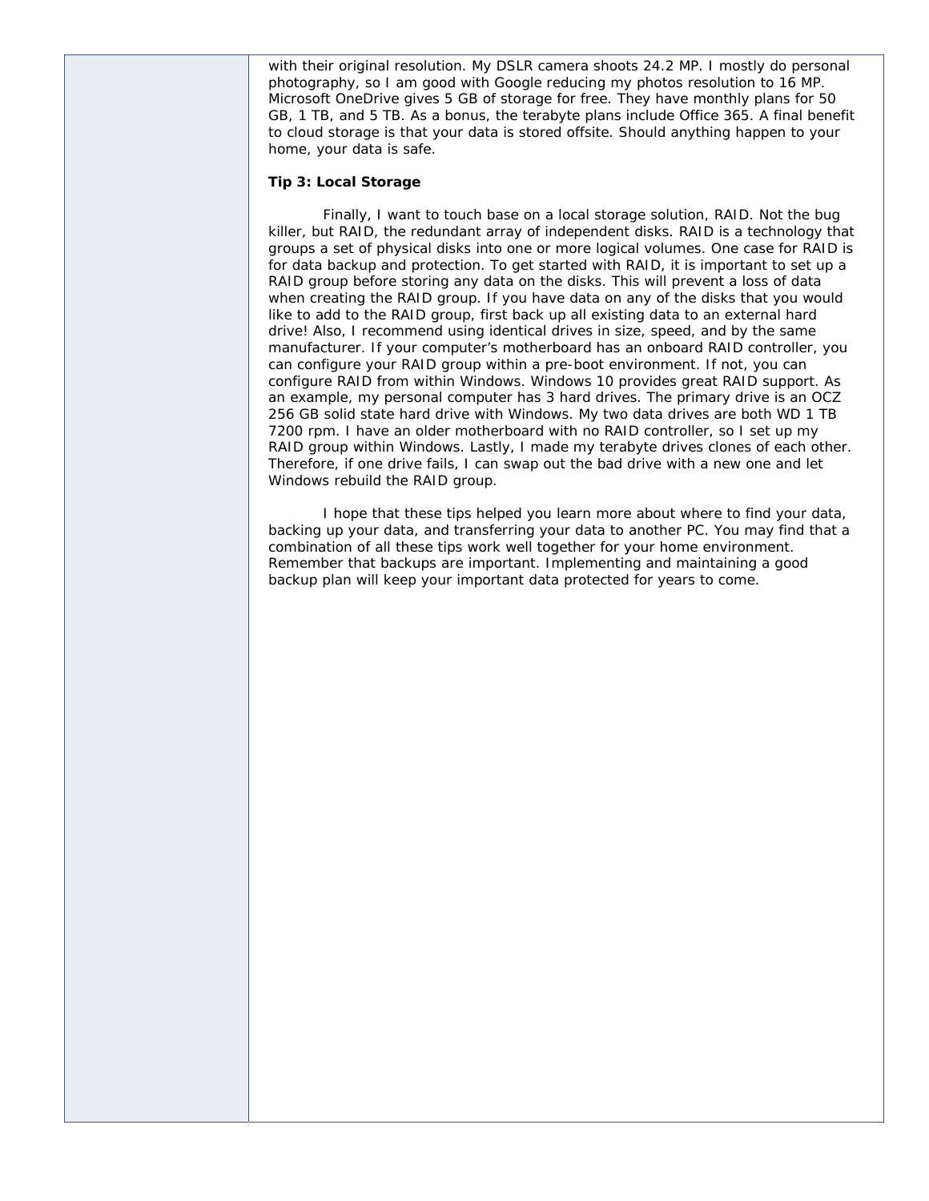with their original resolution. My DSLR camera shoots 24.2 MP. I mostly do personal photography, so I am good with Google reducing my photos resolution to 16 MP. Microsoft OneDrive gives 5 GB of storage for free. They have monthly plans for 50 GB, 1 TB, and 5 TB. As a bonus, the terabyte plans include Office 365. A final benefit to cloud storage is that your data is stored offsite. Should anything happen to your home, your data is safe.

**Tip 3: Local Storage**

Finally, I want to touch base on a local storage solution, RAID. Not the bug killer, but RAID, the redundant array of independent disks. RAID is a technology that groups a set of physical disks into one or more logical volumes. One case for RAID is for data backup and protection. To get started with RAID, it is important to set up a RAID group before storing any data on the disks. This will prevent a loss of data when creating the RAID group. If you have data on any of the disks that you would like to add to the RAID group, first back up all existing data to an external hard drive! Also, I recommend using identical drives in size, speed, and by the same manufacturer. If your computer's motherboard has an onboard RAID controller, you can configure your RAID group within a pre-boot environment. If not, you can configure RAID from within Windows. Windows 10 provides great RAID support. As an example, my personal computer has 3 hard drives. The primary drive is an OCZ 256 GB solid state hard drive with Windows. My two data drives are both WD 1 TB 7200 rpm. I have an older motherboard with no RAID controller, so I set up my RAID group within Windows. Lastly, I made my terabyte drives clones of each other. Therefore, if one drive fails, I can swap out the bad drive with a new one and let Windows rebuild the RAID group.

I hope that these tips helped you learn more about where to find your data, backing up your data, and transferring your data to another PC. You may find that a combination of all these tips work well together for your home environment. Remember that backups are important. Implementing and maintaining a good backup plan will keep your important data protected for years to come.